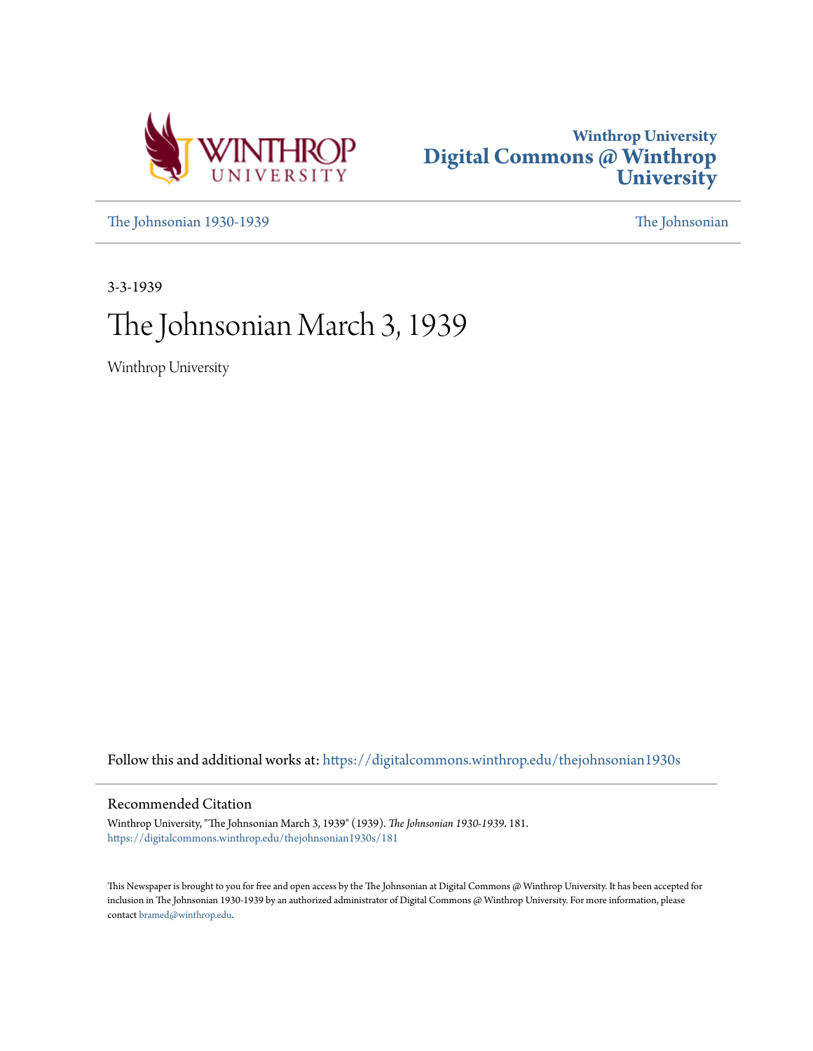Winthrop University
Digital Commons @ Winthrop University

The Johnsonian 1930-1939 The Johnsonian

3-3-1939

# The Johnsonian March 3, 1939

Winthrop University

Follow this and additional works at: https://digitalcommons.winthrop.edu/thejohnsonian1930s

## Recommended Citation

Winthrop University, "The Johnsonian March 3, 1939" (1939). *The Johnsonian 1930-1939*. 181.
https://digitalcommons.winthrop.edu/thejohnsonian1930s/181

This Newspaper is brought to you for free and open access by the The Johnsonian at Digital Commons @ Winthrop University. It has been accepted for inclusion in The Johnsonian 1930-1939 by an authorized administrator of Digital Commons @ Winthrop University. For more information, please contact bramed@winthrop.edu.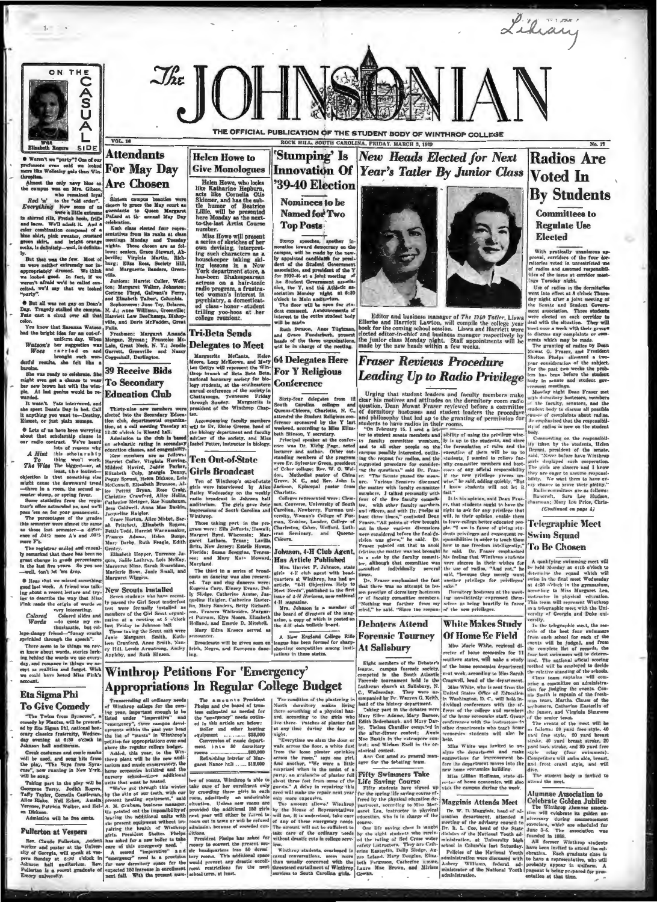Library

# The JOHNSONIAN

THE OFFICIAL PUBLICATION OF THE STUDENT BODY OF WINTHROP COLLEGE

VOL. 16 — ROCK HILL, SOUTH CAROLINA, FRIDAY, MARCH 3, 1939 — No. 17

## ON THE CASUAL SIDE

Elizabeth Rogers

● Weren't we "party"? One of our professors even said we looked more like Wellesley gals than Winthropites.

Almost the only navy blue on the campus was on Mrs. Gibson, who remained loyal to the "old order".

*Red 'n' Everything* Now some of us were a little extreme in shirred silk, French heels, trills and laces. We'll admit it. And a color combination composed of a blue shirt, pink sweater, mustard green skirt, and bright orange socks, is definitely—well, is definitely.

But that was the few. Most of us were neither extremely nor inappropriately dressed. We think we looked good. In fact, if we weren't afraid we'd be called conceited, we'd say that we looked "party".

● But all was not gay on Dean's Day. Tragedy stalked the campus. Fate cast a cloud over all that color.

You know that Saranna Watson had the bright idea for an out-of-uniform day. When *Watson's Woes* her suggestion was carried on and brought such wonderful results, she felt like a heroine.

She was ready to celebrate. She might even get a chance to wear her new brown hat with the wimple. At last genius would be rewarded.

It wasn't. Fate intervened, and she spent Dean's Day in bed. Call it anything you want to—Destiny, Kismet, or just plain mumps.

● Lots of us have been worrying about that scholarship clause in our radio contract. We've heard lots of reasons why *A Hint To The Wise* this scholarship thing won't work. The biggest—or, at least, the loudest—objection is that something else might cause the downward trend—three in a room, the second semester slump, or spring fever.

Some statistics from the registrar's office astounded us, and we'll pass 'em on for your amazement.

The percentages of the grades this semester were almost the same as those last semester—a difference of .04% more A's and .08% more F's.

The registrar smiled and casually remarked that there had been no great change in grade percentages in the last five years. So you see—well, don't let 'em drop.

● Hear that we missed something good last week. A friend was talking about a recent lecture and trying to describe the way that Miss Fink made the origin of words so very interesting.

*Colored Words* Colored slides and —to quote my enthusiastic, but college-slangy friend—"funny cracks sprinkled through the speech".

There seem to be things we never knew about words, stories lurking behind the words we use every day, and romance in things we accept as realities and forget. Wish we could have heard Miss Fink's account.

## Eta Sigma Phi To Give Comedy

"The Twins from Syracuse", a comedy by Plautus, will be presented by Eta Sigma Phi, national honorary classics fraternity, Wednesday evening at 6:30 o'clock in Johnson hall auditorium.

Greek costumes and comic masks will be used, and two hits from the play, "The Boys from Syracuse", now running in New York, will be sung.

Taking part in the play will be Georgene Terry, Jodell Rogers, Taffy Taylor, Cornelia Castleman, Alice Blake, Nell Ecker, Amelia Vereene, Patricia Walker, and Helen Dickson.

Admission will be five cents.

## Fullerton at Vespers

Rev. Claude Fullerton, student worker and pastor at the University of Georgia, will speak at vespers Sunday at 6:30 o'clock in Johnson hall auditorium. Rev. Fullerton is a recent graduate of Emory university.

## Attendants For May Day Are Chosen

Sixteen campus beauties were chosen to grace the May court as attendants to Queen Margaret Pollard at the annual May Day celebration.

Each class elected four representatives from its ranks at class meetings Monday and Tuesday nights. Those chosen are as follows: seniors, Grace Stewart, Abbeville; Virginia Martin, Richburg; Elisa Rees, Society Hill, and Marguerite Sanders, Greenville.

Juniors: Harriet Culler, Wolfton; Margaret Walker, Johnston; Corinne Floyd, Galivant's Ferry, and Elizabeth Talbert, Columbia.

Sophomores: Jone Toy, Delanco, N. J.; Anne Williams, Greenville; Harriett Law DesChamps, Bishopville, and Doris McFadden, Great Falls.

Freshmen: Margaret Amanda Morgan, Hyman; Francoise McLain, Great Neck, N. Y.; Jenelle Garrett, Greenville and Nancy Coggeshall, Darlington.

## 39 Receive Bids To Secondary Education Club

Thirty-nine new members were elected into the Secondary Education club, departmental organization, at a call meeting Tuesday at 12:30 o'clock in Kinard hall.

Admission to the club is based on scholastic rating in secondary education classes, and congeniality.

New members are as follows: Harriet Culler, Virginia Herring, Mildred Havird, Jeddie Parker, Elizabeth Cole, Margie Denny, Peggy Sprunt, Helen Dickson, Lois McConnell, Elizabeth Brunson, Alice Pettitt Bryan, Rose Craig, Christine Crawford, Alice Hollis, Catherine Metzger, Rae Nussbaum, Bess Caldwell, Anne Mae Baskin, Jacqueline Haigler.

Grace Horton, Alice Nisbet, Sarah Pritchett, Elizabeth Rogers, Bettie Todd, Harriet Wannamaker, Frances Adams, Helen Burge, Mary Darby, Ruth Feagle, Edith Gentry.

Elizabeth Hopper, Terrence Jaques, Sallie Lathrop, Lois McKay, Margaret Nims, Sarah Rosenblum, Marjorie Rowe, Janie Small, and Margaret Wiggins.

## New Scouts Installed

Seven students who have recently passed the Girl Scout tenderfoot test were formally installed as members of the Girl Scout organization at a meeting at 5 o'clock last Friday in Johnson hall.

Those taking the Scout oath were Janie Margaret Smith, Kathleen Cranford, Anne Smith, Nancy Hill, Lessie Armstrong, Ansley Appleby, and Ruth Hinson.

## Helen Howe to Give Monologues

Helen Howe, who looks like Katharine Hepburn, acts like Cornelia Otis Skinner, and has the subtle humor of Beatrice Lillie, will be presented here Monday as the next-to-the-last Artist Course number.

Miss Howe will present a series of sketches of her own devising, interpreting such characters as a housekeeper taking sailing lessons in a New York department store, a has-been Shakespearean actress on a hair-tonic radio program, a frustrated woman's interest in psychiatry, a domesticated class-honor-student trilling yoo-hoos at her college reunion.

## Tri-Beta Sends Delegates to Meet

Marguerite McCants, Helen Moore, Lucy McKeown, and Mary Lee Gettys will represent the Winthrop branch of Beta Beta Beta, national honorary society for biology students, at the southeastern annual conference of the society in Chattanooga, Tennessee Friday through Sunday. Marguerite is president of the Winthrop chapter.

Accompanying faculty members will be Dr. Eloise Greene, head of the biology department and faculty adviser of the society, and Miss Lucy Potter, instructor in biology.

## Ten Out-of-State Girls Broadcast

Ten of Winthrop's out-of-state girls were interviewed by Alice Bailey Wednesday on the weekly radio broadcast in Johnson hall auditorium. The girls gave their impressions of South Carolina and Winthrop.

Those taking part in the program were: Ella Jefferds, Hawaii; Margret Byrd, Wisconsin; Margaret Latham, Texas; Lavilla Britt, New Jersey; Estelle Howze, Florida; Susan Scoggins, Tennessee; and Mary Kate Howard, Maryland.

The third in a series of broadcasts on dancing was also presented. Tap and clog dancers were: Eugenia Cary, Kinsey Evans, Dolly Sledge, Catherine Anne, Jacqueline Haigler, Catherine Easterlin, Mary Sanders, Betty Richardson, Frances Whiteside, Margaret Putnam, Klyn Moore, Elizabeth Holland, and Emmie D. Mitchell.

Mary Edna Kneece served as announcer.

Broadcasts will be given soon on Irish, Negro, and European dancing.

## 'Stumping' Is Innovation Of '39-40 Election

### Nominees to be Named for Two Top Posts

Stump speeches, another innovation toward democracy on the campus, will be made by the newly appointed candidates for president of the Student Government association, and president of the Y for 1939-40 at a joint meeting of the Student Government association, the Y, and the Athletic association Monday night at 6:30 o'clock in Main auditorium.

The floor will be open for student comment. Announcements of interest to the entire student body will be made.

Ruth Benson, Anne Tighman, and Grace Funderburk, present heads of the three organizations, will be in charge of the meeting.

## 64 Delegates Here For Y Religious Conference

Sixty-four delegates from 12 South Carolina colleges and Queens-Chicora, Charlotte, N. C., attended the Student Religious conference sponsored by the Y last weekend, according to Miss Elizabeth Stinson, Y secretary.

Principal speaker at the conference was Dr. Kirby Page, noted lecturer and author. Other outstanding members of the program were Dr. Sylvester Green, president of Coker college; Rev. W. O. Weldon, Methodist pastor of China Grove, N. C., and Rev. John L. Jackson, Episcopal pastor from Charlotte.

Colleges represented were: Clemson, Converse, University of South Carolina, Newberry, Furman university, Woman's College of Furman, Erskine, Lander, College of Charleston, Coker, Wofford, Lutheran Seminary, and Queens-Chicora.

## Johnson, 4-H Club Agent, Has Article Published

Mrs. Harriet F. Johnson, state girls 4-H club agent with headquarters at Winthrop, has had an article, "4-H Objectives Help to Meet Needs", published in the first issue of *4-H Horizons*, new national 4-H magazine.

Mrs. Johnson is a member of the board of directors of the magazine, a copy of which is posted on the 4-H club bulletin board.

A New England College Rifle league has been formed for sharp-shooting competition among institutions in those states.

## New Heads Elected for Next Year's Tatler By Junior Class

Editor and business manager of *The 1940 Tatler*, Liswa Ellerbe and Harriett Lawton, will compile the college year book for the coming school session. Liswa and Harriett were elected editor-in-chief and business manager respectively by the junior class Monday night. Staff appointments will be made by the new heads within a few weeks.

## Fraser Reviews Procedure Leading Up to Radio Privilege

Urging that student leaders and faculty members make clear his motives and attitudes on the dormitory room radio question, Dean Mowat Fraser reviewed before a committee of dormitory hostesses and student leaders the procedure and philosophy that led up to the granting of permission for students to have radios in their rooms.

"On February 15, I sent a letter to student senate members and to faculty committee members, and to all other people on the campus possibly interested, outlining the request for radios, and the suggested procedure for considering the questions," said Dr. Fraser. "The Senate passed the measure. Various Seniors discussed the matter with faculty committee members. I talked personally with four of the five faculty committee, with other faculty members and officers, and with Dr. Phelps at least three times," continued Dean Fraser. "All points of view brought out in these various discussions were considered before the final decision was given," he said. Dr. Fraser pointed out that to avoid friction the matter was not brought to a vote by the faculty committee, although that committee was consulted individually several times.

Dr. Fraser emphasized the fact that there was no attempt to lessen prestige of dormitory hostesses or of faculty committee members. "Nothing was further from my mind," he said. "Since the responsibility of using the privilege wisely is up to the students, and since the formulation of rules and the execution of them will be up to students, I wanted to relieve faculty committee members and hostesses of any official responsibility if the new privilege proves unwise," he said, adding quickly, "But I know students will not let it fail."

It is his opinion, said Dean Fraser, that students ought to have the right to ask for any privilege that will, in their opinion, enable them to leave college better educated people. "I am in favor of giving students privileges and consequent responsibilities in order to teach them how to use freedom intelligently," he said. Dr. Fraser emphasized his feeling that Winthrop students were sincere in their wishes for the use of radios. "And not," he said, "because they merely want another privilege for privileges' sake."

Dormitory hostesses at the meeting unsolicitedly expressed themselves as being heartily in favor of the new privileges.

## Debaters Attend Forensic Tourney At Salisbury

Eight members of the Debater's league, campus forensic society, competed in the South Atlantic Forensic tournament held at the Lutheran church at Salisbury, N. C., Wednesday. They were accompanied by Dr. Warren G. Keith, head of the history department.

Taking part in the debates were Mary Ellen Adams, Mary Barnes, Edith Bodenhamer, and Mary Darby. Thelma Chandler competed in the after-dinner contest; Annie Mae Baskin in the extempore contest; and Miriam Exell in the oratorical contest.

Ann Cox acted as general manager for the debating team.

## Fifty Swimmers Take Life Saving Course

Fifty students have signed up for the spring life saving course offered by the physical education department, according to Miss Margaret Lea, instructor in physical education, who is in charge of the course.

One life saving class is taught by the eight students who received the rating of Red Cross water safety instructors. They are Catherine Easterlin, Dolly Sledge, Agnes Leland, Mary Douglas, Elizabeth Ferguson, Catherine Anne, Laura Mae Brown, and Miriam Gowan.

## Radios Are Voted In By Students

### Committees to Regulate Use Elected

With practically unanimous approval, corridors of the four dormitories voted in unrestricted use of radios and assumed responsibilities of the issue at corridor meetings Tuesday night.

Use of radios in the dormitories went into effect at 8 o'clock Thursday night after a joint meeting of the Senate and Student Government association. Three students were elected on each corridor to deal with the situation. They will meet once a week with their groups to discuss any complaints or comments which may be made.

The granting of radios by Dean Mowat G. Fraser, and President Shelton Phelps climaxed a two-year consideration of the subject. For the past two weeks the problem has been before the student body in senate and student government meetings.

Monday night Dean Fraser met with dormitory hostesses, members of the faculty, seniors, and the student body to discuss all possible causes of complaints about radios. He emphasized that the responsibility of radios is now on the student body.

Commenting on the responsibility taken by the students, Helen Bryant, president of the senate, said, "Never before have Winthrop girls displayed such cooperation. The girls are sincere and I know they are eager to assume responsibility. We want them to have every chance to prove their ability."

Radio committees are as follows: Bancroft, Sara Lee Hudson, chairman; Mary Lou Price, Chris-

(Continued on page 4)

## Telegraphic Meet Swim Squad To Be Chosen

A qualifying swimming meet will be held Monday at 4:15 o'clock to determine the squad which will swim in the final meet Wednesday at 4:30 o'clock in the gymnasium, according to Miss Margaret Lea, instructor in physical education. This team will represent Winthrop in a telegraphic meet with the University of Georgia and Duke university.

In the telegraphic meet, the records of the best four swimmers from each school for each of the events will be judged, and from the complete list of records, the four best swimmers will be determined. The national official scoring method will be employed to decide the relative standing of the schools.

Class team captains will comprise a committee on administration for judging the events. Connie Smith is captain of the freshman team, Martha Clauss of the sophomore, Catherine Easterlin of the junior, and Virginia Simmons of the senior team.

The events of the meet will be as follows: 20 yard free style, 40 yard free style, 20 yard breast stroke, 40 yard breast stroke, 20 yard back stroke, and 80 yard free style relay (four swimmers). Competitors will swim side, breast, and front crawl style, and will dive.

The student body is invited to attend the meet.

## White Makes Study Of Home Ec Field

Miss Marie White, regional director of home economics for 11 southern states, will make a study of the home economics department next week, according to Miss Sarah Cresswell, head of the department.

Miss White, who is sent from the United States Office of Education in Washington, D. C., will hold individual conferences with the members of the college and members of the home economics staff. Group conferences with the instructors of other departments who teach home economics students will also be held.

Miss White was invited to analyze the department and make suggestions for improvement before the department moves into the new home economics building.

Miss Lillian Hoffman, state director of home economics, will also visit the campus during the week.

## Magginis Attends Meet

Dr. W. D. Magginis, head of education department, attended a meeting of the advisory council for Dr. R. L. Coe, head of the State division of the National Youth administration, at University high school in Columbia last Saturday.

Policies of the National Youth administration were discussed with Aubrey Williams, federal administrator of the National Youth administration.

## Alumnae Association to Celebrate Golden Jubilee

The Winthrop Alumnae association will celebrate its golden anniversary during commencement exercises, which are scheduled for June 3-6. The association was founded in 1889.

All former Winthrop students have been invited to attend the celebration. Each graduate class is to have a representative, who will probably appear in uniform. A pageant is being prepared for presentation at that time.

## Winthrop Petitions For 'Emergency' Appropriations In Regular College Budget

Transcending all ordinary needs of Winthrop college for the coming year, important enough to be listed under "imperative" and "emergency", three campus developments within the past year head the list of "musts" in Winthrop's petition for appropriations over and above the regular college budget.

Added, this year, to the Winthrop plant will be the new auditorium and music conservatory, the home economics building and the nursery school—three additional units that must be heated.

"We've got through this winter by the skin of our teeth, with our present heating equipment," said A. M. Graham, business manager. He pointed out the impossibility of heating the additional units with the present equipment without imperiling the health of Winthrop girls. President Shelton Phelps has asked for a new boiler to take care of this emergency need.

A second "imperative" and "emergency" need is a provision for new dormitory space for the expected 150 increase in enrollment next fall. With the present num-

The amounts President Phelps and the board of trustees estimated as needed for the "emergency" needs outlined in this article are below:

Boiler and other heating equipment .......... \$35,000

Conversion of music department into 56 dormitory rooms .......... \$20,000

Refinishing interior of Margaret Nance hall .... \$12,000

ber of rooms, Winthrop is able to take care of her enrollment only by crowding three girls in each room, admittedly an undesirable situation. Unless new rooms are provided the additional 150 girls next year will either be forced to room out in town or will be refused admission, because of crowded conditions.

President Phelps has asked for money to convert the present music headquarters into 56 dormitory rooms. This additional space would prevent any drastic enrollment restrictions for the next school term, at least.

The condition of the plastering in North dormitory makes living there something of a physical hazard, according to the girls who live there. Patches of plaster fall at any time during the day or night.

"Everytime we slam the door or walk across the floor, a white dust from the loose plaster sprinkles across the room," says one girl. And another, "We were a little surprised when in the midst of a party, an avalanche of plaster fell about three feet from some of the guests." A delay in repairing this need will make the repair next year only more expensive.

The amount allowed Winthrop by the House of Representatives will not, it is understood, take care of any of these emergency needs. The amount will not be sufficient to take care of the ordinary needs without drastic cuts in college services.

Winthrop students, overheard in casual conversations, seem more than usually concerned with the threatened curtailment of Winthrop services to South Carolina girls.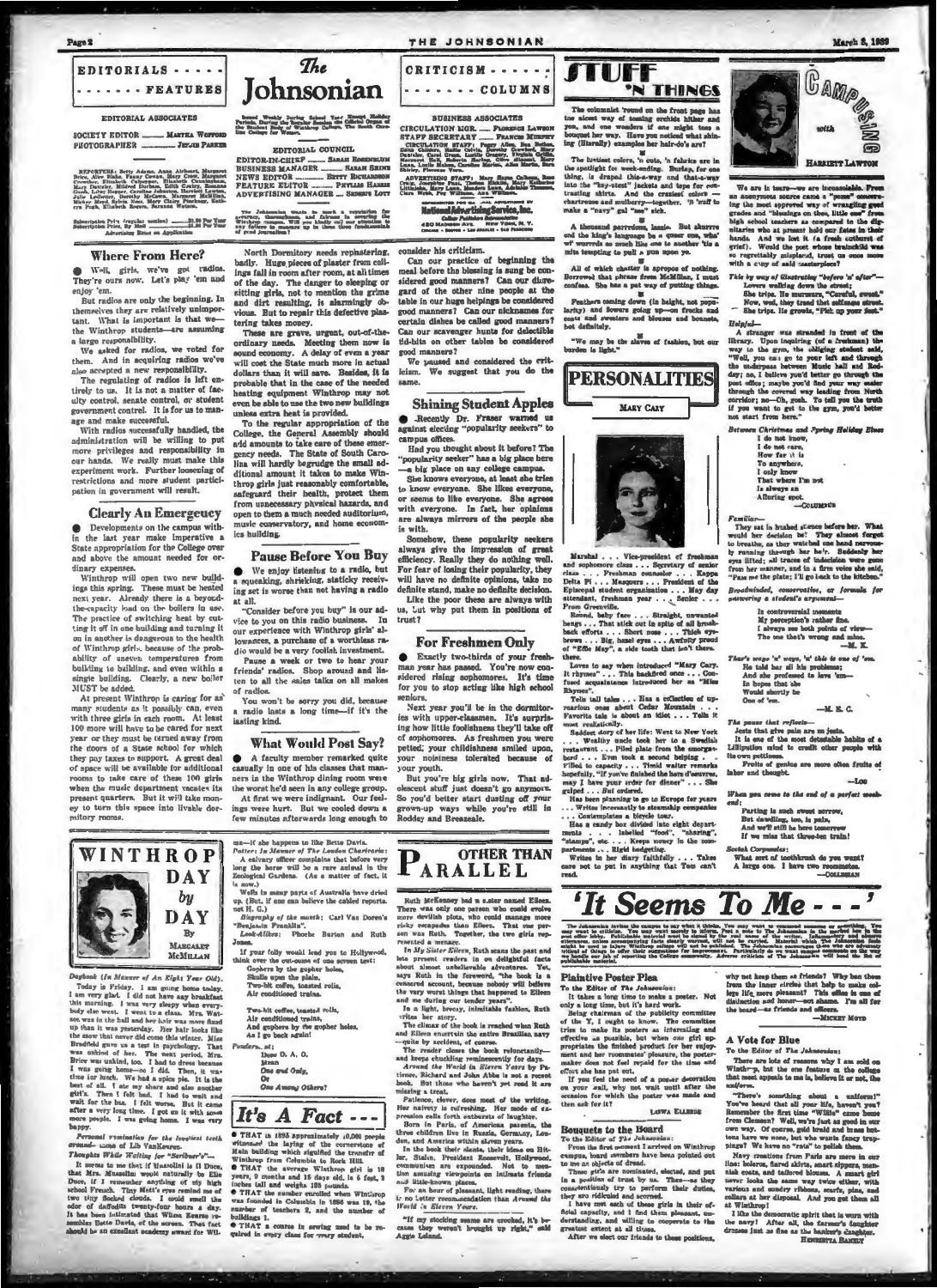# The Johnsonian

## EDITORIALS - - - - - - - - - - - - FEATURES

### EDITORIAL ASSOCIATES

SOCIETY EDITOR ........ MARTHA WOFFORD
PHOTOGRAPHER ........ JENNIE PARKER

REPORTERS: Betty Adams, Anne Airheart, Margaret Brice, Alice Blake, Fanny Cowan, Mary Crow, Jacquelyn Crowther, Elizabeth Culpepper, Elizabeth Cunningham, Mary Dancy, Mildred Durham, Edith Croley, Roxanne Goode, Libby Hopper, Caroline Johnston, Harriett Lawson, Julia Ledbetter, Dorothy McCown, Margaret McMillan, Mickey Moyd, Elizabeth Nance, Mary Claire Pinckney, Katheryn Pugh, Elizabeth Rogers, Sarahan Watson.

Subscription Price (regular session) ........ $1.00 Per Year
Subscription Price, By Mail ........ $1.50 Per Year
Advertising Rates on Application

Issued Weekly During School Year Except Holiday Periods. During the Regular Session the Official Organ of the Student Body of Winthrop College, The South Carolina College for Women.

### EDITORIAL COUNCIL

EDITOR-IN-CHIEF ........ SARAH ROSENBLUM
BUSINESS MANAGER ........ SARAH SHINE
NEWS EDITOR ........ BETTY RICHARDSON
FEATURE EDITOR ........ PHYLLIS HARRIS
ADVERTISING MANAGER ........ SHIRLEY LOTT

The Johnsonian wants to merit a reputation for accuracy, thoroughness, and fairness in covering the Winthrop campus. Will you kindly aid our attention to any failure to measure up to these three fundamentals of good journalism?

## CRITICISM - - - - - - - - - - - - COLUMNS

### BUSINESS ASSOCIATES

CIRCULATION MGR. ........ FLORENCE LAWSON
STAFF SECRETARY ........ FRANCES MURPHY

CIRCULATION STAFF: Peggy Allen, Bea Barton, Edith Culley, Carolyn Caldwell, Dorothy Crawford, Mary Dearing, Carolyn Leedom, Camilla Cox, Margaret Hall, Roberta Marlow, Olive Almond, Marie Lane, Lucile Mallory, Caroline Mellon, Adelaide Thomas, Shirley, Florence Vann.

ADVERTISING STAFF: Mary Hayes Calhoun, Rose Craig, Josephine Fant, Thelma Hinkle, Mary Katherine Littlejohn, Mary Lyon, Blanche Lane, Adelaide Thomas, Clara Webb, Fey Williams, Ann Williams.

REPRESENTED FOR NATIONAL ADVERTISING BY
National Advertising Service, Inc.
College Publishers Representative
420 MADISON AVE. NEW YORK, N. Y.
CHICAGO · BOSTON · LOS ANGELES · SAN FRANCISCO

### Where From Here?

Well, girls, we've got radios. They're ours now. Let's play 'em and enjoy 'em.

But radios are only the beginning. In themselves they are relatively unimportant. What is important is that we—the Winthrop students—are assuming a large responsibility.

We asked for radios, we voted for them. And in acquiring radios we've also accepted a new responsibility.

The regulating of radios is left entirely to us. It is not a matter of faculty control, senate control, or student government control. It is for us to manage and make successful.

With radios successfully handled, the administration will be willing to put more privileges and responsibility in our hands. We really must make this experiment work. Further loosening of restrictions and more student participation in government will result.

### Clearly An Emergency

Developments on the campus within the last year make imperative a State appropriation for the College over and above the amount needed for ordinary expenses.

Winthrop will open two new buildings this spring. These must be heated next year. Already there is a beyond-the-capacity load on the boilers in use. The practice of switching heat by cutting it off in one building and turning it on in another is dangerous to the health of Winthrop girls, because of the probability of uneven temperatures from building to building, and even within a single building. Clearly, a new boiler MUST be added.

At present Winthrop is caring for as many students as it possibly can, even with three girls in each room. At least 100 more will have to be cared for next year or they must be turned away from the doors of a State school for which they pay taxes to support. A great deal of space will be available for additional rooms to take care of these 100 girls when the music department vacates its present quarters. But it will take money to turn this space into livable dormitory rooms.

North Dormitory needs repaintering badly. Huge pieces of plaster from ceilings fall in room after room, at all times of the day. The danger to sleeping or sitting girls, not to mention the grime and dirt resulting, is alarmingly obvious. But to repair this defective plastering takes money.

These are grave, urgent, out-of-the-ordinary needs. Meeting them now is sound economy. A delay of even a year will cost the State much more in actual dollars than it will save. Besides, it is probable that in the case of the needed heating equipment Winthrop may not even be able to use the two new buildings unless extra heat is provided.

To the regular appropriation of the College, the General Assembly should add amounts to take care of these emergency needs. The State of South Carolina will hardly begrudge the small additional amount it takes to make Winthrop girls just reasonably comfortable, safeguard their health, protect them from unnecessary physical hazards, and open to them a much needed auditorium, music conservatory, and home economics building.

### Pause Before You Buy

We enjoy listening to a radio, but a squeaking, shrieking, staticky receiving set is worse than not having a radio at all.

"Consider before you buy" is our advice to you on this radio business. In our experience with Winthrop girls' allowances, a purchase of a worthless radio would be a very foolish investment.

Pause a week or two to hear your friends' radios. Shop around and listen to all the sales talks on all makes of radios.

You won't be sorry you did, because a radio lasts a long time—if it's the lasting kind.

### What Would Post Say?

A faculty member remarked quite casually in one of his classes that manners in the Winthrop dining room were the worst he'd seen in any college group.

At first we were indignant. Our feelings were hurt. But we cooled down a few minutes afterwards long enough to consider his criticism.

Can our practice of beginning the meal before the blessing is sung be considered good manners? Can our disregard of the other nine people at the table in our huge helpings be considered good manners? Can our nicknames for certain dishes be called good manners? Can our scavenger hunts for delectible tid-bits on other tables be considered good manners?

We paused and considered the criticism. We suggest that you do the same.

### Shining Student Apples

Recently Dr. Fraser warned us against electing "popularity seekers" to campus offices.

Had you thought about it before? The "popularity seeker" has a big place here—a big place on any college campus.

She knows everyone, at least she tries to know everyone. She likes everyone, or seems to like everyone. She agrees with everyone. In fact, her opinions are always mirrors of the people she is with.

Somehow, these popularity seekers always give the impression of great efficiency. Really they do nothing well. For fear of losing their popularity, they will have no definite opinions, take no definite stand, make no definite decision.

Like the poor these are always with us, but why put them in positions of trust?

### For Freshmen Only

Exactly two-thirds of your freshman year has passed. You're now considered rising sophomores. It's time for you to stop acting like high school seniors.

Next year you'll be in the dormitories with upper-classmen. It's surprising how little foolishness they'll take off of sophomores. As freshmen you were petted; your childishness smiled upon, your noisiness tolerated because of your youth.

But you're big girls now. That adolescent stuff just doesn't go anymore. So you'd better start dusting off your grown-up ways while you're still in Roddey and Breazeale.

## STUFF 'N THINGS

The columnist 'round on the front page has the nicest way of tossing orchids hither and yon, and one wonders if one might toss a bouquet her way. Have you noticed what shining (literally) examples her hair-do's are?

The lustiest colors, 'n cute, 'n fabrics are in the spotlight for week-ending. Burlap, for one thing, is draped this-a-way and that-a-way into the "key-utest" jackets and tops for contrasting skirts. And the craziest colors — chartreuse and mulberry—together. 'N 'nuff to make a "navy" gal "see" sick.

A thousand parrdons, lassie. But aburre and the king's language be a queer one, wha' wi' wurrds so much like one to another 'tis a mite tempting to pull a pun upon ye.

All of which chatter is apropos of nothing. Borrowed that phrase from McMillan, I must confess. She has a pat way of putting things.

Feathers coming down (in height, not popularity) and flowers going up—on frocks and coats and sweaters and blouses and bonnets, but definitely.

"We may be the slaves of fashion, but our burden is light."

## PERSONALITIES

MARY CARY

Marshal . . . Vice-president of freshman and sophomore class . . . Secretary of senior class . . . Freshman counselor . . . Kappa Delta Pi . . . Masquers . . . President of the Episcopal student organization . . . May day attendant, freshman year . . . Senior . . . From Greenville.

Round, baby face . . . Straight, unwanted bangs . . . That stick out in spite of all brush-back efforts . . . Short nose . . . Thick eyebrows . . . Big, hazel eyes . . . Awfully proud of "Effie May", a side tooth that isn't there.

Loves to say when introduced "Mary Cary. It rhymes" . . . This backfired once . . . Confused acquaintance introduced her as "Miss Rhymes".

Tells tall tales . . . Has a collection of uproarious ones about Cedar Mountain . . . Favorite tale is about an idiot . . . Tells it most realistically.

Saddest story of her life: Went to New York . . . Wealthy uncle took her to a Swedish restaurant . . . Piled plate from the smorgasbord . . . Even took a second helping . . . Filled to capacity . . . Tired waiter remarks hopefully, "If you've finished the hors d'oeuvres, may I have your order for dinner" . . . She gulped . . . But ordered.

Has been planning to go to Europe for years . . . Writes incessantly to steamship companies . . . Contemplates a bicycle tour.

Has a candy box divided into eight departments . . . labelled "food", "sharing", "stamps", etc. . . . Keeps money in the compartments . . . Rigid budgeting.

Writes in her diary faithfully . . . Takes care not to put in anything that Tom can't read.

## CAMPUSING with HARRIETT LAWTON

We are in tears—we are inconsolable. From an anonymous source came a "poem" concerning the most approved way of wrangling good grades and "blessings on thee, little one" from high school teachers as compared to the dignitaries who at present hold our fates in their hands. And we lost it (a fresh outburst of grief). Would the poet whose brainchild was so regrettably misplaced, trust us once more with a copy of said masterpiece?

*This by way of illustrating "before 'n after"—*
Lovers walking down the street;
She trips. He murmurs, "Careful, sweet."
Now, wed, they tread that selfsame street.
She trips. He growls, "Pick up your feet."

*Helpful—*
A stranger was stranded in front of the library. Upon inquiring (of a freshman) the way to the gym, the obliging student said, "Well, you can go to your left and through the underpass between Music hall and Roddey; no, I believe you'd better go through the post office; maybe you'd find your way easier through the covered way leading from North corridor; no—Oh, gosh. To tell you the truth if you want to get to the gym, you'd better not start from here."

*Between Christmas and Spring Holiday Blues*
I do not know,
I do not care,
How far it is
To anywhere.
I only know
That where I'm not
Is always an
Alluring spot.
—COLUMBUS

*Familiar—*
They sat in hushed silence before her. What would her decision be? They almost forgot to breathe, as they watched one hand nervously running through her hair. Suddenly her eyes lifted; all traces of indecision were gone from her manner, and in a firm voice she said, "Pass me the plate; I'll go back to the kitchen."

*Broadminded, conservative, or formula for answering a student's argument—*
In controversial moments
My perception's rather fine.
I always see both points of view—
The one that's wrong and mine.
—M. E.

*There's ways 'n' ways, 'n' this is one of 'em.*
He told her all his problems;
And she professed to love 'em—
In hopes that she
Would shortly be
One of 'em.
—M. E. C.

*The pause that reflects—*
Jests that give pain are no jests.
It is one of the most detestable habits of a Lilliputian mind to credit other people with its own pettiness.
Fruits of genius are more often fruits of labor and thought.
—LOU

*When you come to the end of a perfect weekend:*
Parting is such sweet sorrow,
But dawdling, too, is pain,
And we'll still be here tomorrow
If we miss that three-ten train!

*Scotch Corpuscles:*
What sort of toothbrush do you want?
A large one. I have two roommates.
—COLUMBIAN

## WINTHROP DAY by DAY

By MARGARET McMILLAN

*Daybook (In Manner of An Eight Year Old).*
Today is Friday. I am going home today. I am very glad. I did not have any breakfast this morning. I was very sleepy when everybody else went. I went to a class. Mrs. Watson was in the hall and her hair was more fixed up than it was yesterday. Her hair looks like the snow that never did come this winter. Miss Bradfield gave us a test in psychology. That was unkind of her. The next period, Mrs. Brice was unkind, too. I had to dress because I was going home—so I did. Then, it was time for lunch. We had a spice pie. It is the best of all. I ate my share and also another girl's. Then I felt bad. I had to wait and wait for the bus. I felt worse. But it came after a very long time. I got on it with some more people. I was going home. I was very happy.

*Personal nomination for the loveliest teeth around*—those of Lib VanKeuren.

*Thoughts While Waiting for "Scribner's"—*
It seems to me that if Mussolini is Il Duce, that Mrs. Mussolini would naturally be Ella Duce, if I remember anything of my high school French. Tiny Mett's eyes remind me of two tiny flocked clouds. I could smell the odor of daffodils twenty-four hours a day. It has been intimated that Wilma Kearse resembles Bette Davis, of the screen. That fact should be an excellent academy award for Wilma—if she happens to like Bette Davis.

*Potter: In Manner of The London Charivaria:*
A calvary officer complains that before very long the horse will be a rare animal in the Zoological Gardens. (As a matter of fact, it is now.)

Wells in many parts of Australia have dried up. (But, if one can believe the cabled reports, not H. G.)

*Biography of the month:* Carl Van Doren's "Benjamin Franklin".

*Look-Alikes:* Phoebe Barton and Ruth Jones.

If your folly would lead you to Hollywood, think over the qualities of one screen test:
Gophers by the gopher holes,
Skulls upon the plain,
Two-bit coffee, toasted rolls,
Air conditioned trains.

Two-bit coffee, toasted rolls,
Air conditioned trains,
And gophers by the gopher holes,
As I go back again!

*Ponderers, etc.:*
Dear O. A. O.
Mean
One and Only,
Or
One Among Others?

## It's A Fact - - -

THAT in 1895 approximately 10,000 people witnessed the laying of the cornerstone of Main building which signified the transfer of Winthrop from Columbia to Rock Hill.

THAT the average Winthrop girl is 18 years, 9 months and 16 days old, is 5 feet, 3 inches tall and weighs 126 pounds.

THAT the number enrolled when Winthrop was founded in Columbia in 1886 was 19, the number of teachers 2, and the number of buildings 1.

THAT a course in sewing used to be required in every class for every student.

## OTHER THAN PARALLEL

Ruth McKenney had a sister named Eileen. There was only one person who could evolve more devilish plots, who could manage more risky escapades than Eileen. That one person was Ruth. Together, the two girls represented a menace.

In *My Sister Eileen*, Ruth scans the past and lets present readers in on delightful facts about almost unbelievable adventures. Yet, says Ruth in the foreword, "the book is a censored account, because nobody will believe the very worst things that happened to Eileen and me during our tender years".

In a light, breezy, inimitable fashion, Ruth writes her story.

The climax of the book is reached when Ruth and Eileen entertain the entire Brazilian navy—quite by accident, of course.

The reader closes the book reluctantly—and keeps chuckling reminiscently for days.

*Around the World in Eleven Years* by Patience, Richard and John Abbe is not a recent book. But those who haven't yet read it are missing a treat.

Patience, eleven, does most of the writing. Her naivety is refreshing. Her mode of expression calls forth outbursts of laughter.

Born in Paris, of American parents, the three children live in Russia, Germany, London, and America within eleven years.

In the book their slants, their ideas on Hitler, Stalin, President Roosevelt, Hollywood, communism are expounded. Not to mention amusing viewpoints on intimate friends and little-known places.

For an hour of pleasant, light reading, there is no better recommendation than *Around the World in Eleven Years*.

"If my stocking seams are crooked, it's because they weren't brought up right," said Aggie Leland.

## 'It Seems To Me - - -'

The Johnsonian invites the campus to say what it thinks. You may want to commend someone or something. You may want to criticize. You may want merely to inform. Post a note to The Johnsonian in the marked box in the main lobby. Publishable material must be signed by the writer. Information indicating lack of concern, anonymous, unless accompanying facts clearly warrant, will not be carried. Material which The Johnsonian feels should be used in keeping with Winthrop college will not be published. The Johnsonian asks the critical of things to offer their suggestions for improvement. Particularly do we want comment on the way we are handling our job of reporting the College community. Adverse criticism of The Johnsonian will head the list of publishable material.

### Plaintive Poster Plea

To the Editor of The Johnsonian:

It takes a long time to make a poster. Not only a long time, but it's hard work.

Being chairman of the publicity committee of the Y, I ought to know. The committee tries to make its posters as interesting and effective as possible, but when one girl appropriates the finished product for her enjoyment and her roommates' pleasure, the poster-maker does not feel repaid for the time and effort she has put out.

If you feel the need of a poster decoration on your wall, why not wait until after the occasion for which the poster was made and then ask for it?

LOUISE ELLERBE

### Bouquets to the Board

To the Editor of The Johnsonian:

From the first moment I arrived on Winthrop campus, board members have been pointed out to me as objects of dread.

These girls are nominated, elected, and put in a position of trust by us. Then—as they conscientiously try to perform their duties, they are ridiculed and scorned.

I have met each of these girls in their official capacity, and I find them pleasant, understanding, and willing to cooperate to the greatest extent at all times.

After we elect our friends to these positions, why not keep them as friends? Why has them from the inner circles that help to make college life more pleasant? This office is one of distinction and honor—not shame. I'm all for the board—as friends and officers.

—MICKEY MOYD

### A Vote for Blue

To the Editor of The Johnsonian:

There are lots of reasons why I am sold on Winthrop, but the one feature of the college that most appeals to me is, believe it or not, the uniform.

"There's something about a uniform!" You've heard that all your life, haven't you? Remember the first time "Willie" came home from Clemson? Well, we're just as good in our own way. Of course, gold braid and brass buttons have we none, but who wants fancy trappings? We have no "rats" to polish them.

Navy creations from Paris are more in our line: boleros, flared skirts, smart zippers, mannish suits, and tailored blouses. A smart girl never looks the same way twice either, with various and sundry ribbons, scarfs, pins, and collars at her disposal. And you get them all at Winthrop!

I like the democratic spirit that is worn with the navy! After all, the farmer's daughter dresses just as fine as the banker's daughter.

HENRIETTA BANKEY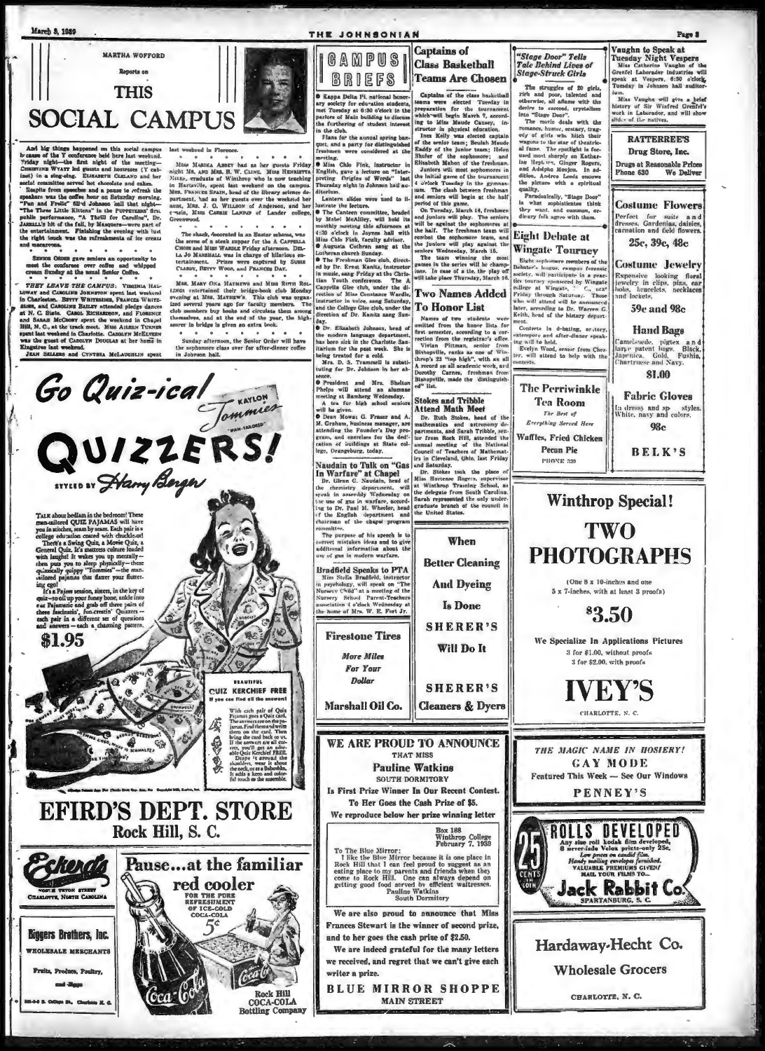## MARTHA WOFFORD Reports on THIS SOCIAL CAMPUS

And big things happened on this social campus because of the Y conference held here last weekend. Friday night—the first night of the meeting—Christine Wyatt led guests and hostesses (Y cabinet) in a sing-sing. Elizabeth Cleland and her social committee served hot chocolate and cakes.

Respite from speeches and a pause to refresh the speakers was the coffee hour on Saturday morning. "Fun and Frolic" fill'd Johnson hall that night—"The Three Little Kittens" in the Puppeteers' first public performance, "A Thrill for Caroline", Dr. Jarrell's hit of the fall, by Masquers—were part of the entertainment. Finishing the evening with just the right touch was the refreshments of ice cream and macaroons.

Senior Order gave seniors an opportunity to meet the conferees over coffee and whipped cream Sunday at the usual Senior Coffee.

THEY LEAVE THE CAMPUS: Virginia Halloway and Caroline Johnston spent last weekend in Charleston. Betty Whitesides, Frances Whitesides, and Caroline Bailey attended pledge dances at N. C. State. Carol Richardson, and Florence and Sarah McCrory spent the weekend in Chapel Hill, N. C., at the track meet. Miss Aileen Turner spent last weekend in Charlotte. Carolyn McElveen was the guest of Carolyn Douglas at her home in Kingstree last weekend.

Jean Sellers and Cynthia McLaughlin spent last weekend in Florence.

Miss Marsha Abbey had as her guests Friday night Mr. and Mrs. B. W. Cline. Miss Henrietta Miller, graduate of Winthrop who is now teaching in Hartsville, spent last weekend on the campus. Mrs. Frances Spain, head of the library science department, had as her guests over the weekend her aunt, Mrs. J. O. Willson of Anderson, and her cousin, Miss Carrie Landis of Lander college, Greenwood.

The shack, decorated in an Easter scheme, was the scene of a steak supper for the A Cappella Choir and Miss Wardle Friday afternoon. Della Jo Marshall was in charge of hilarious entertainment. Prizes were captured by Susie Clarke, Betty Wood, and Frances Day.

Mrs. Mary Ona Mathews and Miss Ruth Rollings entertained their bridge-book club Monday evening at Mrs. Mathews's. This club was organized several years ago for faculty members. The club members buy books and circulate them among themselves, and at the end of the year, the high-scorer in bridge is given an extra book.

Sunday afternoon, the Senior Order will have the sophomore class over for after-dinner coffee in Johnson hall.

---

# Go Quiz-ical

Kaylon Tommies "Man-Tailored"

# QUIZZERS!

Styled by Harry Berger

TALK about bedlam in the bedroom! These man-tailored QUIZ PAJAMAS will have you in stitches, seam by seam. Each pair is a college education coated with chuckle-ol! There's a Swing Quiz, a Movie Quiz, a General Quiz. It's mattress culture loaded with laughs! It wakes you up mentally—then puts you to sleep physically—these quizzically quippy "Tommies"—the man-tailored pajamas that flatter your flutter-ing ego!

It's a Pajama session, sixers, in the key of quiz—so oil up your funny bone, sidle into our Pajamaric and grab off three pairs of these fascinatin', fun-crestin' Quizzers—each pair in a different set of questions and answers—each a charming pattern.

**$1.95**

BEAUTIFUL QUIZ KERCHIEF FREE If you can find all the answers!

With each pair of Quiz Pajamas goes a Quiz card. The answers are on the pajamas. Find them and write them on the card. Then bring the card back to us. If the answers are all correct, you'll get an adorable Quiz Kerchief FREE. Drape it around the shoulders, wear it about the neck, or as a Babushka. It adds a here and color-ful touch to the ensemble.

# EFIRD'S DEPT. STORE
Rock Hill, S. C.

---

Efird's — North Tryon Street, Charlotte, North Carolina

---

**Biggers Brothers, Inc.**
WHOLESALE MERCHANTS
Fruits, Produce, Poultry, and Eggs
Charlotte, N. C.

---

Pause...at the familiar red cooler FOR THE PURE REFRESHMENT OF ICE-COLD COCA-COLA 5¢

Rock Hill COCA-COLA Bottling Company

---

## CAMPUS BRIEFS

● Kappa Delta Pi, national honorary society for education students, met Tuesday at 6:30 o'clock in the parlors of Main building to discuss the furthering of student interest in the club.

Plans for the annual spring banquet, and a party for distinguished freshmen were considered at the meeting.

● Miss Chlo Fink, instructor in English, gave a lecture on "Interpreting Origins of Words" last Thursday night in Johnson hall auditorium.

Lantern slides were used to illustrate the lecture.

● The Canteen committee, headed by Mabel McAlley, will hold its monthly meeting this afternoon at 4:30 o'clock in Joynes hall with Miss Chlo Fink, faculty advisor.

● Augusta Cothran sang at the Lutheran church Sunday.

● The Freshman Glee club, directed by Dr. Ernst Kanitz, instructor in music, sang Friday at the Christian Youth conference. The A Cappella Glee club, under the direction of Miss Constance Wardle, instructor in voice, sang Saturday, and the College Glee club, under the direction of Dr. Kanitz sang Sunday.

● Dr. Elizabeth Johnson, head of the modern languages department, has been sick in the Charlotte Sanitarium for the past week. She is being treated for a cold.

Mrs. D. S. Trammell is substituting for Dr. Johnson in her absence.

● President and Mrs. Shelton Phelps will attend an alumnae meeting at Bamberg Wednesday.

A tea for high school seniors will be given.

● Dean Mowat G. Fraser and A. M. Graham, business manager, are attending the Founder's Day program, and exercises for the dedication of buildings at State college, Orangeburg, today.

### Naudain to Talk on "Gas In Warfare" at Chapel

Dr. Glenn G. Naudain, head of the chemistry department, will speak in assembly Wednesday on the use of gas in warfare, according to Dr. Paul M. Wheeler, head of the English department and chairman of the chapel program committee.

The purpose of his speech is to correct mistaken ideas and to give additional information about the use of gas in modern warfare.

### Bradfield Speaks to PTA

Miss Stella Bradfield, instructor in psychology, will speak on "The Nursery Child" at a meeting of the Nursery School Parent-Teachers association 4 o'clock Wednesday at the home of Mrs. W. E. Fort Jr.

---

**Firestone Tires**
*More Miles For Your Dollar*
**Marshall Oil Co.**

---

## Captains of Class Basketball Teams Are Chosen

Captains of the class basketball teams were elected Tuesday in preparation for the tournament which will begin March 7, according to Miss Maude Causey, instructor in physical education.

Inez Kelly was elected captain of the senior team; Beulah Maude Eaddy of the junior team; Helen Shuler of the sophomore; and Elizabeth Mahon of the freshman.

Juniors will meet sophomores in the initial game of the tournament 4 o'clock Tuesday in the gymnasium. The clash between freshman and seniors will begin at the half period of this game.

On Tuesday, March 14, freshmen and juniors will play. The seniors will be against the sophomores at the half. The freshman team will combat the sophomore team, and the juniors will play against the seniors Wednesday, March 15.

The team winning the most games in the series will be champions. In case of a tie, the play off will take place Thursday, March 16.

## Two Names Added To Honor List

Names of two students were omitted from the honor lists for first semester, according to a correction from the registrar's office.

Vivian Pittman, senior from Bishopville, ranks as one of Winthrop's 23 "top high", with an all A record on all academic work, and Dorothy Carnes, freshman from Bishopville, made the distinguished" list.

## Stokes and Tribble Attend Math Meet

Dr. Ruth Stokes, head of the mathematics and astronomy departments, and Sarah Tribble, senior from Rock Hill, attended the annual meeting of the National Council of Teachers of Mathematics in Cleveland, Ohio, last Friday and Saturday.

Dr. Stokes took the place of Miss Hortense Rogers, supervisor at Winthrop Training School, as the delegate from South Carolina. Sarah represented the only undergraduate branch of the council in the United States.

---

When Better Cleaning And Dyeing Is Done

**SHERER'S**
Will Do It

**SHERER'S**
**Cleaners & Dyers**

---

## "Stage Door" Tells Tale Behind Lives of Stage-Struck Girls

The struggles of 20 girls, rich and poor, talented and otherwise, all aflame with the desire to succeed, crystallizes into "Stage Door".

The movie deals with the romance, humor, ecstacy, tragedy of girls who hitch their wagons to the star of theatrical fame. The spotlight is focused most sharply on Katharine Hepburn, Ginger Rogers, and Adolphe Menjou. In addition, Andrea Leeds endows the picture with a spiritual quality.

Paradoxically, "Stage Door" is what sophisticates think they want, and common, ordinary folk agree with them.

## Eight Debate at Wingate Tourney

Eight sophomore members of the Debater's league, campus forensic society, will participate in a practice tourney sponsored by Wingate college at Wingate, N. C., next Friday through Saturday. Those who will attend will be announced later, according to Dr. Warren G. Keith, head of the history department.

Contests in debating, oratory, extempore and after-dinner speaking will be held.

Evelyn Wood, senior from Chester, will attend to help with the contests.

---

**The Perriwinkle Tea Room**
*The Best of Everything Served Here*
Waffles, Fried Chicken
Pecan Pie
PHONE 339

---

## Vaughn to Speak at Tuesday Night Vespers

Miss Catherine Vaughn of the Grenfel Laborador industries will speak at Vespers, 6:30 o'clock, Tuesday in Johnson hall auditorium.

Miss Vaughn will give a brief history of Sir Wilfred Grenfel's work in Labrador, and will show slides of the natives.

---

**RATTERREE'S**
Drug Store, Inc.
Drugs at Reasonable Prices
Phone 630 We Deliver

---

**Costume Flowers**
Perfect for suits and dresses. Gardenias, daisies, carnation and field flowers.
25c, 39c, 48c

**Costume Jewelry**
Expensive looking floral jewelry in clips, pins, ear bobs, bracelets, necklaces and lockets.
59c and 98c

**Hand Bags**
Camelsuede, pigtex and large patent bags. Black, Japonica, Gold, Fushia, Chartreuse and Navy.
$1.00

**Fabric Gloves**
In dressy and sp... styles. White, navy and colors.
98c

**BELK'S**

---

# Winthrop Special!

# TWO PHOTOGRAPHS

(One 8 x 10-inches and one 5 x 7-inches, with at least 3 proofs)

# $3.50

We Specialize In Applications Pictures
3 for $1.00, without proofs
3 for $2.00, with proofs

# IVEY'S
CHARLOTTE, N. C.

---

## WE ARE PROUD TO ANNOUNCE
THAT MISS
**Pauline Watkins**
SOUTH DORMITORY
Is First Prize Winner In Our Recent Contest.
To Her Goes the Cash Prize of $5.
We reproduce below her prize winning letter

Box 188
Winthrop College
February 7, 1939

To The Blue Mirror:
I like the Blue Mirror because it is one place in Rock Hill that I can feel proud to suggest as an eating place to my parents and friends when they come to Rock Hill. One can always depend on getting good food served by efficient waitresses.
Pauline Watkins
South Dormitory

We are also proud to announce that Miss Frances Stewart is the winner of second prize, and to her goes the cash prize of $2.50.

We are indeed grateful for the many letters we received, and regret that we can't give each writer a prize.

**BLUE MIRROR SHOPPE**
MAIN STREET

---

*THE MAGIC NAME IN HOSIERY!*
**GAY MODE**
Featured This Week — See Our Windows
**PENNEY'S**

---

25 CENTS — ROLLS DEVELOPED
Any size roll kodak film developed, 8 never-fade Velox prints—only 25c.
Low prices on candid film.
Handy mailing envelopes furnished.
VALUABLE PREMIUMS GIVEN!
MAIL YOUR FILMS TO...
**Jack Rabbit Co.**
SPARTANBURG, S. C.

---

**Hardaway-Hecht Co.**
**Wholesale Grocers**
CHARLOTTE, N. C.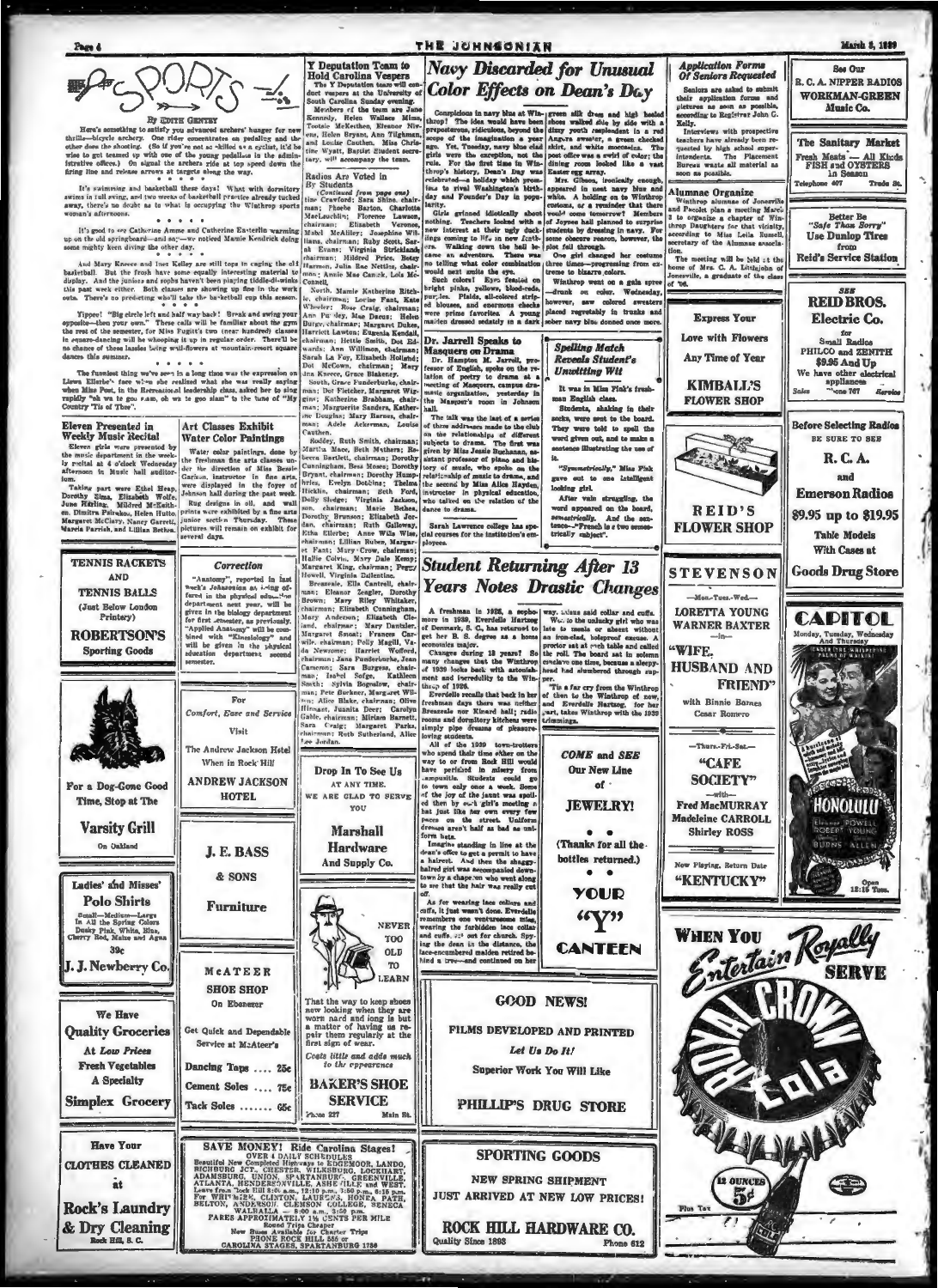# SPORTS

By EDITH GENTRY

Here's something to satisfy you advanced archers' hunger for new thrills—bicycle archery. One rider concentrates on pedaling and the other does the shooting. (So if you're not so skilled as a cyclist, it'd be wise to get teamed up with one of the young pedallas in the administrative offices.) On signal the archers ride at top speed down the firing line and release arrows at targets along the way.

\* \* \* \* \*

It's swimming and basketball these days! What with dormitory swims in full swing, and two weeks of basketball practice already tucked away, there's no doubt as to what is occupying the Winthrop sports woman's afternoons.

\* \* \* \* \*

It's good to see Catherine Amme and Catherine Easterlin warming up on the old springboard—and say—we noticed Mamie Kendrick doing some mighty keen diving the other day.

\* \* \* \* \*

And Mary Kneece and Inez Kelley are still tops in caging the old basketball. But the frosh have some equally interesting material to display. And the juniors and sophs haven't been playing tiddle-di-winks this past week either. Both classes are showing up fine in the work outs. There's no predicting who'll take the basketball cup this season.

\* \* \* \* \*

Yippee! "Big circle left and half way back! Break and swing your opposite—then your own." These calls will be familiar about the gym the rest of the semester, for Miss Fugitt's two (near hundred) classes in square-dancing will be whooping it up in regular order. There'll be no chance of these lassies being wall-flowers at mountain-resort square dances this summer.

\* \* \* \* \*

The funniest thing we've seen in a long time was the expression on Liewn Ellerbe's face when she realized what she was really saying when Miss Post, in the Recreational leadership class, asked her to sing rapidly "oh wa ta goo siam, oh wa ta goo siam" to the tune of "My Country 'Tis of Thee".

## Eleven Presented in Weekly Music Recital

Eleven girls were presented by the music department in the weekly recital at 4 o'clock Wednesday afternoon in Music hall auditorium.

Taking part were Ethel Heap, Dorothy Sims, Elizabeth Wolfe, June Hiding, Mildred McKeith-en, Dimitra Patrakos, Helen Hutto, Margaret McClary, Nancy Garrett, Marcia Parrish, and Lillian Bethea.

## Art Classes Exhibit Water Color Paintings

Water color paintings, done by the freshman fine arts classes under the direction of Miss Bessie Carlson, instructor in fine arts, were displayed in the foyer of Johnson hall during the past week.

Rug designs in oil, and wall prints were exhibited by a fine arts junior section Thursday. These pictures will remain on exhibit for several days.

**TENNIS RACKETS AND TENNIS BALLS** (Just Below London Printery)

**ROBERTSON'S** Sporting Goods

## Correction

"Anatomy", reported in last week's Johnsonian as being offered in the physical education department next year, will be given in the biology department for first semester, as previously. "Applied Anatomy" will be combined with "Kinesiology" and will be given in the physical education department second semester.

For a Dog-Gone Good Time, Stop at The **Varsity Grill** On Oakland

For *Comfort, Ease and Service* Visit The Andrew Jackson Hotel When in Rock Hill

**ANDREW JACKSON HOTEL**

**Ladies' and Misses' Polo Shirts** Small—Medium—Large In All the Spring Colors Dusky Pink, White, Blue, Cherry Red, Maize and Aqua **39c**

**J. J. Newberry Co.**

**J. E. BASS & SONS** Furniture

**We Have Quality Groceries** At *Low Prices* **Fresh Vegetables** A Specialty

**Simplex Grocery**

**McATEER SHOE SHOP** On Ebenezer

Get Quick and Dependable Service at McAteer's

| | |
|---|---|
| Dancing Taps | 25c |
| Cement Soles | 75c |
| Tack Soles | 65c |

**Have Your CLOTHES CLEANED** at **Rock's Laundry & Dry Cleaning** Rock Hill, S. C.

## Y Deputation Team to Hold Carolina Vespers

The Y Deputation team will conduct vespers at the University of South Carolina Sunday evening.

Members of the team are Jane Kennedy, Helen Wallace Mims, Tootsie McKeithen, Eleanor Nivens, Helen Bryant, Ann Tilghman, and Louise Cauthen. Miss Christine Wyatt, Baptist Student secretary, will accompany the team.

## Radios Are Voted in By Students

*(Continued from page one)*

line Crawford; Sara Shine, chairman; Phoebe Barton, Charlotte MacLauchlin; Florence Lawson, chairman; Elizabeth Verone, Mabel McAlley; Josephine Williams, chairman; Ruby Scott, Sarah Evans; Virginia Strickland, chairman; Mildred Price, Betsy Harmon, Julia Rae Nettles, chairman; Annie Mae Canick, Lois McConnell.

North, Mamie Katherine Ritchie, chairman; Lorine Faust, Kate Wheeler; Rose Craig, chairman; Ann Purdey, Mae Dacus; Helen Burge, chairman; Margaret Dukes, Harriett Lawton; Eugenia Kendall, chairman; Hettie Smith, Dot Edwards; Ann Willimon, chairman; Sarah La Fey, Elizabeth Holland; Dot McCown, chairman; Mary Ann Kneece, Grace Blakeney.

South, Grace Funderburke, chairman; Dot Fletcher, Margaret Wiggins; Katherine Brabham, chairman; Marguerite Sanders, Katherine Douglas; Mary Barnes, chairman; Adele Ackerman, Louise Cauthen.

Roddey, Ruth Smith, chairman; Martha Mace, Beth Mathers; Rebecca Bartlett, chairman; Dorothy Cunningham, Bess Moses; Dorothy Bryant, chairman; Dorothy Humphries, Evelyn Dobbins; Thelma Hicklin, chairman; Beth Ford, Dolly Sledge; Virginia Jackson, chairman; Marie Bethea, Dorothy Brunson; Elizabeth Jordan, chairman; Ruth Galloway, Etha Ellerbe; Anne Wills Wise, chairman; Lillian Ruben, Margaret Fant; Mary Crow, chairman; Hallie Colvin, Mary Dale Kemp; Margaret King, chairman; Peggy Howell, Virginia Ballentine.

Breazeale, Ella Cantrell, chairman; Eleanor Zeigler, Dorothy Brown; Mary Riley Whitaker, chairman; Elizabeth Cunningham, Mary Anderson; Elizabeth Cleland, chairman; Mary Dantzler, Margaret Sensat; Frances Carwile, chairman; Polly Magill, Vada Newsome; Harriet Wofford, chairman; Ann Funderburke, Jean Cameron; Sara Burgess, chairman; Isabel Sofge, Kathleen Smith; Sylvia Bogoslow, chairman; Pete Buckner, Margaret Wilson; Alice Blake, chairman; Olive Hinnant, Juanita Deer; Carolyn Gable, chairman; Miriam Barnett, Sara Craig; Margaret Parks, chairman; Ruth Sutherland, Alice Lee Jordan.

**Drop In To See Us** AT ANY TIME. WE ARE GLAD TO SERVE YOU

**Marshall Hardware** And Supply Co.

NEVER TOO OLD TO LEARN

That the way to keep shoes now looking when they are worn hard and long is but a matter of having us repair them regularly at the first sign of wear.

*Costs little and adds much to the appearance*

**BAKER'S SHOE SERVICE** Phone 227 Main St.

**SAVE MONEY! Ride Carolina Stages!** OVER 4 DAILY SCHEDULES. Beautiful New Completed Highways to EDGEMOOR, LANDO, RICHBURG JCT., CHESTER, WILKSBURG, LOCKHART, ADAMSBURG, UNION, SPARTANBURG, GREENVILLE, ATLANTA, HENDERSONVILLE, ASHEVILLE and WEST. Leave from Rock Hill 8:00 a.m., 12:10 p.m., 3:50 p.m., 6:15 p.m. For WHITMIRE, CLINTON, LAURENS, HONEA PATH, BELTON, ANDERSON, CLEMSON COLLEGE, SENECA, WALHALLA 8:00 a.m., 3:50 p.m. FARES APPROXIMATELY 1½ CENTS PER MILE Round Trips Cheaper New Buses Available for Charter Trips PHONE ROCK HILL 555 or CAROLINA STAGES, SPARTANBURG 1758

## Navy Discarded for Unusual Color Effects on Dean's Day

Conspicuous in navy blue at Winthrop! The idea would have been preposterous, ridiculous, beyond the scope of the imagination a year ago. Yet, Tuesday, navy blue clad girls were the exception, not the rule. For the first time in Winthrop's history, Dean's Day was celebrated—a holiday which promises to rival Washington's birthday and Founder's Day in popularity.

Girls grinned idiotically about nothing. Teachers looked with a new interest at their ugly duckings coming to life in new feathers. Walking down the hall became an adventure. There was no telling what color combination would next smite the eye.

Such colors! Eyes feasted on bright pinks, yellows, blood-reds, purples. Plaids, all-colored striped blouses, and enormous checks were prime favorites. A young maiden dressed sedately in a dark green silk dress and high heeled shoes walked side by side with a dizzy youth resplendent in a red Angora sweater, a green checked skirt, and white moccasins. The post office was a swirl of color; the dining room looked like a vast Easter egg array.

Mrs. Gibson, ironically enough, appeared in neat navy blue and white. A holiday on to Winthrop customs, or a reminder that there would come tomorrow? Members of Joynes hall planned to surprise students by dressing in navy. For some obscure reason, however, the plot fell through.

One girl changed her costume three times—progressing from extreme to bizarre colors.

Winthrop went on a gala spree—drunk on color. Wednesday, however, saw colored sweaters placed regretfully in trunks and sober navy blue donned once more.

## Dr. Jarrell Speaks to Masquers on Drama

Dr. Hampton M. Jarrell, professor of English, spoke on the relation of poetry to drama at a meeting of Masquers, campus dramatic organization, yesterday in the Masquer's room in Johnson hall.

The talk was the last of a series of three addresses made to the club on the relationship of different subjects to drama. The first was given by Miss Jessie Buchanan, assistant professor of piano and history of music, who spoke on the relationship of music to drama, and the second by Miss Alice Hayden, instructor in physical education, who talked on the relation of the dance to drama.

Sarah Lawrence college has special courses for the institution's employees.

## Spelling Match Reveals Student's Unwitting Wit

It was in Miss Fink's freshman English class.

Students, shaking in their socks, were sent to the board. They were told to spell the word given out, and to make a sentence illustrating the use of it.

"*Symmetrically*," Miss Fink gave out to one intelligent looking girl.

After vain struggling, the word appeared on the board, *semetrically*. And the sentence—"Fresh is a two semetrically subject".

## Student Returning After 13 Years Notes Drastic Changes

A freshman in 1926, a sophomore in 1939, Everdelle Hartzog of Denmark, S. C., has returned to get her B. S. degree as a home economics major.

Changes during 13 years? So many changes that the Winthrop of 1939 looks back with astonishment and incredulity to the Winthrop of 1926.

Everdelle recalls that back in her freshman days there was neither Breazeale nor Kinard hall; radio rooms and dormitory kitchens were simply pipe dreams of pleasure-loving students.

All of the 1939 town-trotters who spend their time either on the way to or from Rock Hill would have perished in misery from campusitis. Students could go to town only once a week. Some of the joy of the jaunt was spoiled then by each girl's needing a hat just like her own every few paces on the street. Uniform dresses aren't half as bad as uniform hats.

Imagine standing in line at the dean's office to get a permit to have a haircut. And then the shaggy-haired girl was accompanied downtown by a chaperon who went along to see that the hair was really cut off.

As for wearing lace collars and cuffs, it just wasn't done. Everdelle remembers one venturesome miss, wearing the forbidden lace collar and cuffs, set out for church. Spying the dean in the distance, the lace-encumbered maiden retired behind a tree—and continued on her way, minus said collar and cuffs.

Woe to the unlucky girl who was late to meals or absent without an iron-clad, holeproof excuse. A proctor sat at each table and called the roll. The board sat in solemn conclave one time, because a sleepy-head had slumbered through supper.

"It's a far cry from the Winthrop of then to the Winthrop of now," and Everdelle Hartzog, for her part, takes Winthrop with the 1939 trimmings.

**COME and SEE Our New Line of JEWELRY!**

(Thanks for all the bottles returned.)

**YOUR "Y" CANTEEN**

**GOOD NEWS!**

FILMS DEVELOPED AND PRINTED

*Let Us Do It!*

Superior Work You Will Like

**PHILLIP'S DRUG STORE**

**SPORTING GOODS**

NEW SPRING SHIPMENT JUST ARRIVED AT NEW LOW PRICES!

**ROCK HILL HARDWARE CO.** Quality Since 1898 Phone 612

## Application Forms Of Seniors Requested

Seniors are asked to submit their application forms and pictures as soon as possible, according to Registrar John G. Kelly.

Interviews with prospective teachers have already been requested by high school superintendents. The Placement Bureau wants all material as soon as possible.

## Alumnae Organize

Winthrop alumnae of Jonesville and Pacolet plan a meeting March 8 to organize a chapter of Winthrop Daughters for that vicinity, according to Miss Leila Russell, secretary of the Alumnae association.

The meeting will be held at the home of Mrs. C. A. Littlejohn of Jonesville, a graduate of the class of '06.

**Express Your Love with Flowers Any Time of Year**

**KIMBALL'S FLOWER SHOP**

**REID'S FLOWER SHOP**

**STEVENSON**

—Mon.-Tues.-Wed.—

LORETTA YOUNG WARNER BAXTER —in— **"WIFE, HUSBAND AND FRIEND"** with Binnie Barnes Cesar Romero

—Thurs.-Fri.-Sat.—

**"CAFE SOCIETY"** —with— Fred MacMURRAY Madeleine CARROLL Shirley ROSS

New Playing, Return Date **"KENTUCKY"**

See Our R. C. A. NIPPER RADIOS

**WORKMAN-GREEN Music Co.**

**The Sanitary Market** Fresh Meats — All Kinds FISH and OYSTERS in Season Telephone 607 Trade St.

Better Be "Safe Than Sorry" **Use Dunlop Tires** from **Reid's Service Station**

SEE **REID BROS. Electric Co.** for Small Radios PHILCO and ZENITH $9.95 And Up We have other electrical appliances Sales Phone 767 Service

**Before Selecting Radios** BE SURE TO SEE **R. C. A.** and **Emerson Radios** $9.95 up to $19.95 **Table Models With Cases at Goods Drug Store**

**CAPITOL**

Monday, Tuesday, Wednesday And Thursday

**HONOLULU**

Open 12:15 Tues.

WHEN YOU *Entertain Royally* SERVE **ROYAL CROWN Cola**

12 OUNCES 5¢ Plus Tax